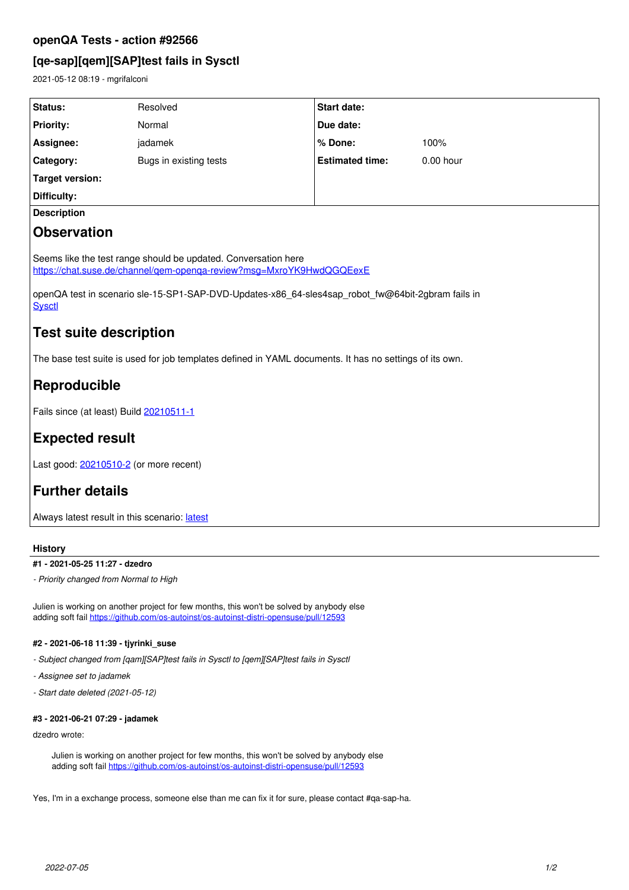# openQA Tests - action #92566

## [qe-sap][qem][SAP]test fails in Sysctl

2021-05-12 08:19 - mgrifalconi

| Status: | Resolved | Start date: | |
|---|---|---|---|
| Priority: | Normal | Due date: | |
| Assignee: | jadamek | % Done: | 100% |
| Category: | Bugs in existing tests | Estimated time: | 0.00 hour |
| Target version: | | | |
| Difficulty: | | | |

**Description**

## Observation

Seems like the test range should be updated. Conversation here
https://chat.suse.de/channel/qem-openqa-review?msg=MxroYK9HwdQGQEexE

openQA test in scenario sle-15-SP1-SAP-DVD-Updates-x86_64-sles4sap_robot_fw@64bit-2gbram fails in Sysctl

## Test suite description

The base test suite is used for job templates defined in YAML documents. It has no settings of its own.

## Reproducible

Fails since (at least) Build 20210511-1

## Expected result

Last good: 20210510-2 (or more recent)

## Further details

Always latest result in this scenario: latest

### History

#### #1 - 2021-05-25 11:27 - dzedro

*- Priority changed from Normal to High*

Julien is working on another project for few months, this won't be solved by anybody else
adding soft fail https://github.com/os-autoinst/os-autoinst-distri-opensuse/pull/12593

#### #2 - 2021-06-18 11:39 - tjyrinki_suse

*- Subject changed from [qam][SAP]test fails in Sysctl to [qem][SAP]test fails in Sysctl*

*- Assignee set to jadamek*

*- Start date deleted (2021-05-12)*

#### #3 - 2021-06-21 07:29 - jadamek

dzedro wrote:

> Julien is working on another project for few months, this won't be solved by anybody else
> adding soft fail https://github.com/os-autoinst/os-autoinst-distri-opensuse/pull/12593

Yes, I'm in a exchange process, someone else than me can fix it for sure, please contact #qa-sap-ha.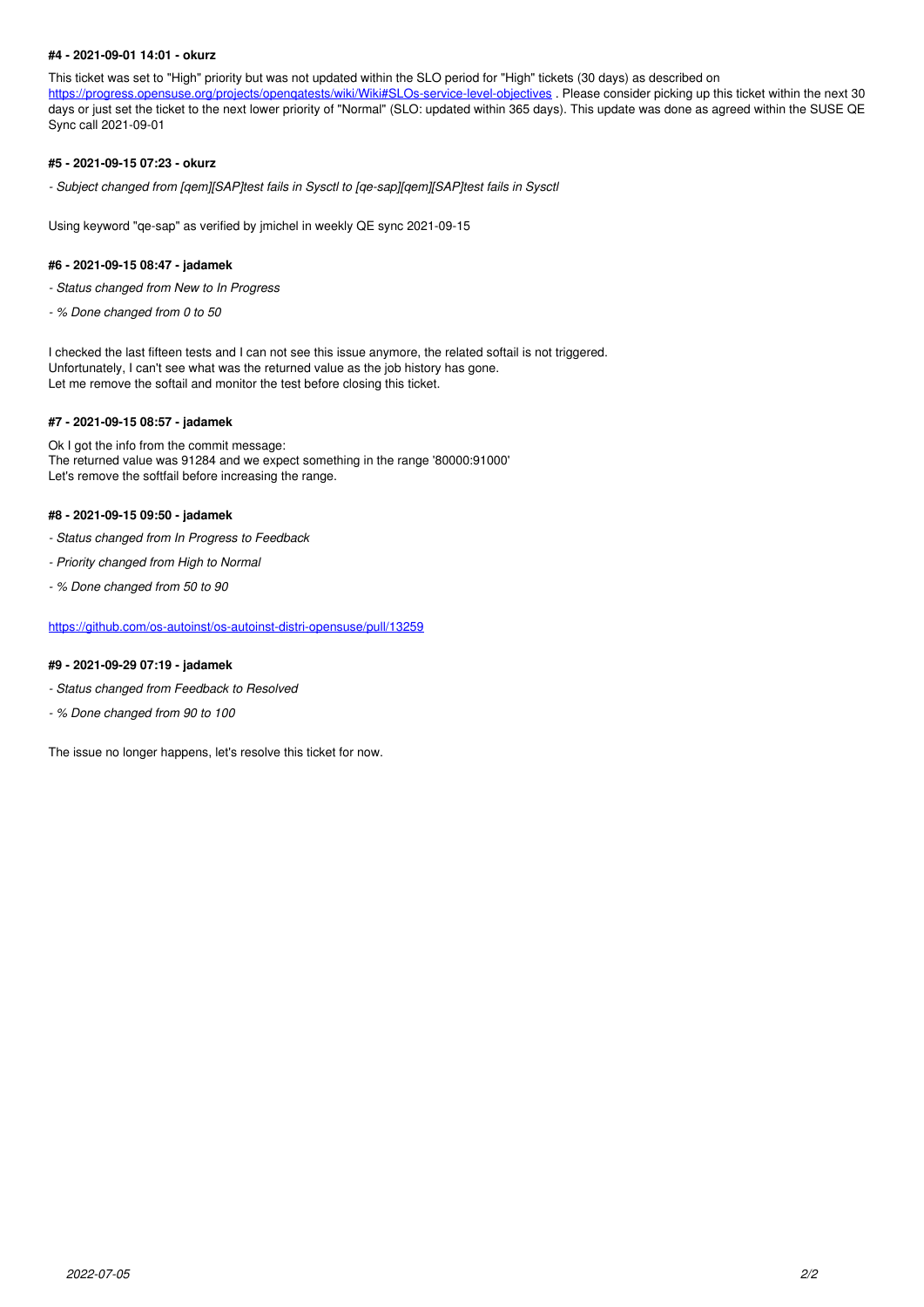#### #4 - 2021-09-01 14:01 - okurz

This ticket was set to "High" priority but was not updated within the SLO period for "High" tickets (30 days) as described on https://progress.opensuse.org/projects/openqatests/wiki/Wiki#SLOs-service-level-objectives . Please consider picking up this ticket within the next 30 days or just set the ticket to the next lower priority of "Normal" (SLO: updated within 365 days). This update was done as agreed within the SUSE QE Sync call 2021-09-01

#### #5 - 2021-09-15 07:23 - okurz

- *Subject changed from [qem][SAP]test fails in Sysctl to [qe-sap][qem][SAP]test fails in Sysctl*

Using keyword "qe-sap" as verified by jmichel in weekly QE sync 2021-09-15

#### #6 - 2021-09-15 08:47 - jadamek

- *Status changed from New to In Progress*
- *% Done changed from 0 to 50*

I checked the last fifteen tests and I can not see this issue anymore, the related softail is not triggered.
Unfortunately, I can't see what was the returned value as the job history has gone.
Let me remove the softail and monitor the test before closing this ticket.

#### #7 - 2021-09-15 08:57 - jadamek

Ok I got the info from the commit message:
The returned value was 91284 and we expect something in the range '80000:91000'
Let's remove the softfail before increasing the range.

#### #8 - 2021-09-15 09:50 - jadamek

- *Status changed from In Progress to Feedback*
- *Priority changed from High to Normal*
- *% Done changed from 50 to 90*

https://github.com/os-autoinst/os-autoinst-distri-opensuse/pull/13259

#### #9 - 2021-09-29 07:19 - jadamek

- *Status changed from Feedback to Resolved*
- *% Done changed from 90 to 100*

The issue no longer happens, let's resolve this ticket for now.